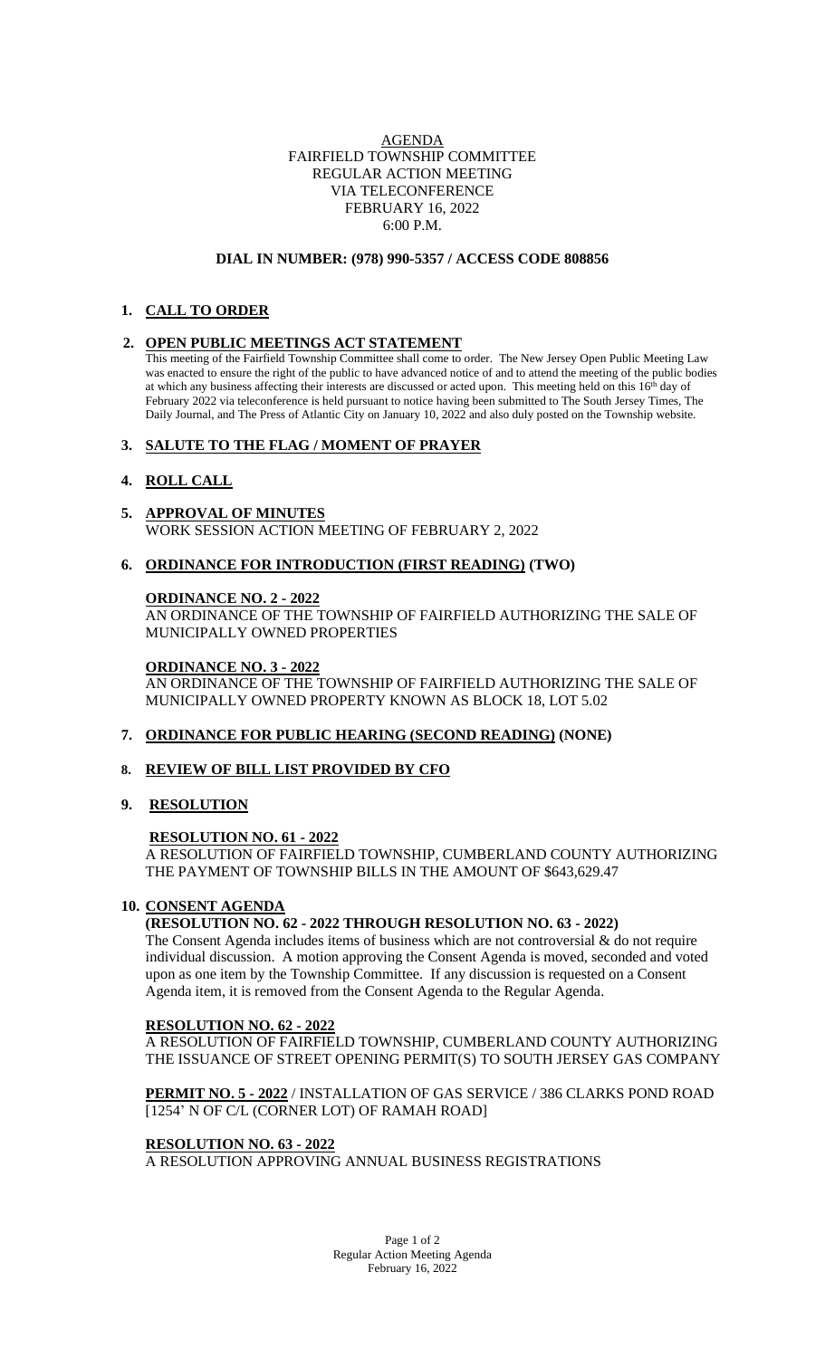# AGENDA
## FAIRFIELD TOWNSHIP COMMITTEE
## REGULAR ACTION MEETING
## VIA TELECONFERENCE
## FEBRUARY 16, 2022
## 6:00 P.M.

**DIAL IN NUMBER: (978) 990-5357 / ACCESS CODE 808856**

**1. CALL TO ORDER**

**2. OPEN PUBLIC MEETINGS ACT STATEMENT**

This meeting of the Fairfield Township Committee shall come to order. The New Jersey Open Public Meeting Law was enacted to ensure the right of the public to have advanced notice of and to attend the meeting of the public bodies at which any business affecting their interests are discussed or acted upon. This meeting held on this 16th day of February 2022 via teleconference is held pursuant to notice having been submitted to The South Jersey Times, The Daily Journal, and The Press of Atlantic City on January 10, 2022 and also duly posted on the Township website.

**3. SALUTE TO THE FLAG / MOMENT OF PRAYER**

**4. ROLL CALL**

**5. APPROVAL OF MINUTES**

WORK SESSION ACTION MEETING OF FEBRUARY 2, 2022

**6. ORDINANCE FOR INTRODUCTION (FIRST READING) (TWO)**

**ORDINANCE NO. 2 - 2022**

AN ORDINANCE OF THE TOWNSHIP OF FAIRFIELD AUTHORIZING THE SALE OF MUNICIPALLY OWNED PROPERTIES

**ORDINANCE NO. 3 - 2022**

AN ORDINANCE OF THE TOWNSHIP OF FAIRFIELD AUTHORIZING THE SALE OF MUNICIPALLY OWNED PROPERTY KNOWN AS BLOCK 18, LOT 5.02

**7. ORDINANCE FOR PUBLIC HEARING (SECOND READING) (NONE)**

**8. REVIEW OF BILL LIST PROVIDED BY CFO**

**9. RESOLUTION**

**RESOLUTION NO. 61 - 2022**

A RESOLUTION OF FAIRFIELD TOWNSHIP, CUMBERLAND COUNTY AUTHORIZING THE PAYMENT OF TOWNSHIP BILLS IN THE AMOUNT OF $643,629.47

**10. CONSENT AGENDA**

**(RESOLUTION NO. 62 - 2022 THROUGH RESOLUTION NO. 63 - 2022)**

The Consent Agenda includes items of business which are not controversial & do not require individual discussion. A motion approving the Consent Agenda is moved, seconded and voted upon as one item by the Township Committee. If any discussion is requested on a Consent Agenda item, it is removed from the Consent Agenda to the Regular Agenda.

**RESOLUTION NO. 62 - 2022**

A RESOLUTION OF FAIRFIELD TOWNSHIP, CUMBERLAND COUNTY AUTHORIZING THE ISSUANCE OF STREET OPENING PERMIT(S) TO SOUTH JERSEY GAS COMPANY

**PERMIT NO. 5 - 2022** / INSTALLATION OF GAS SERVICE / 386 CLARKS POND ROAD [1254' N OF C/L (CORNER LOT) OF RAMAH ROAD]

**RESOLUTION NO. 63 - 2022**

A RESOLUTION APPROVING ANNUAL BUSINESS REGISTRATIONS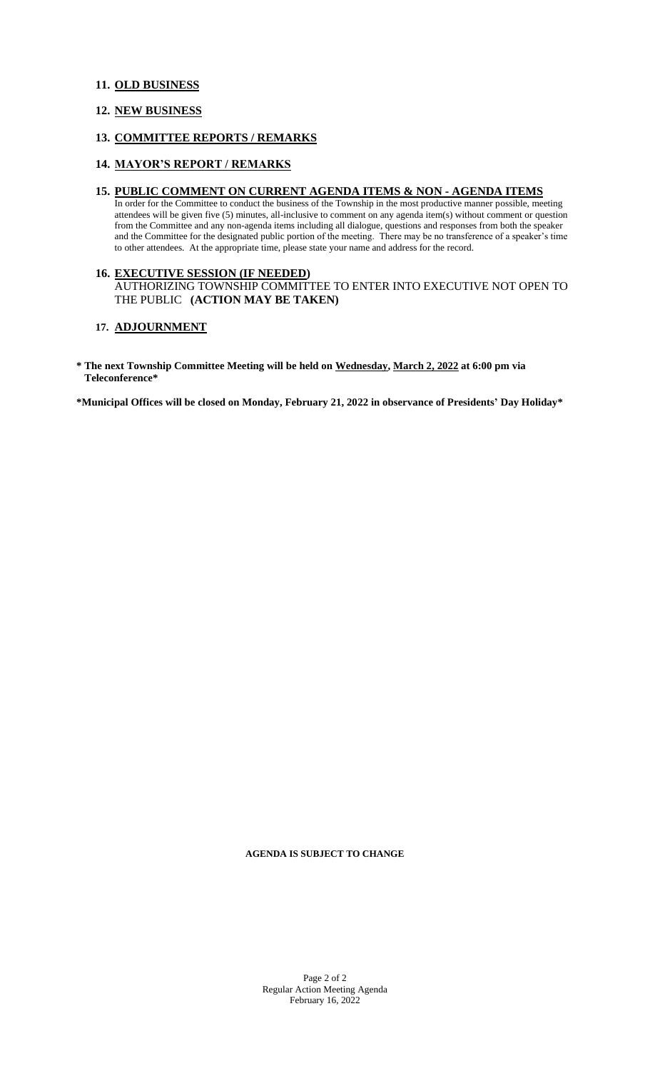**11. OLD BUSINESS**

**12. NEW BUSINESS**

**13. COMMITTEE REPORTS / REMARKS**

**14. MAYOR'S REPORT / REMARKS**

**15. PUBLIC COMMENT ON CURRENT AGENDA ITEMS & NON - AGENDA ITEMS**

In order for the Committee to conduct the business of the Township in the most productive manner possible, meeting attendees will be given five (5) minutes, all-inclusive to comment on any agenda item(s) without comment or question from the Committee and any non-agenda items including all dialogue, questions and responses from both the speaker and the Committee for the designated public portion of the meeting. There may be no transference of a speaker's time to other attendees. At the appropriate time, please state your name and address for the record.

**16. EXECUTIVE SESSION (IF NEEDED)**

AUTHORIZING TOWNSHIP COMMITTEE TO ENTER INTO EXECUTIVE NOT OPEN TO THE PUBLIC **(ACTION MAY BE TAKEN)**

**17. ADJOURNMENT**

**\* The next Township Committee Meeting will be held on Wednesday, March 2, 2022 at 6:00 pm via Teleconference\***

**\*Municipal Offices will be closed on Monday, February 21, 2022 in observance of Presidents' Day Holiday\***

**AGENDA IS SUBJECT TO CHANGE**

Regular Action Meeting Agenda
February 16, 2022